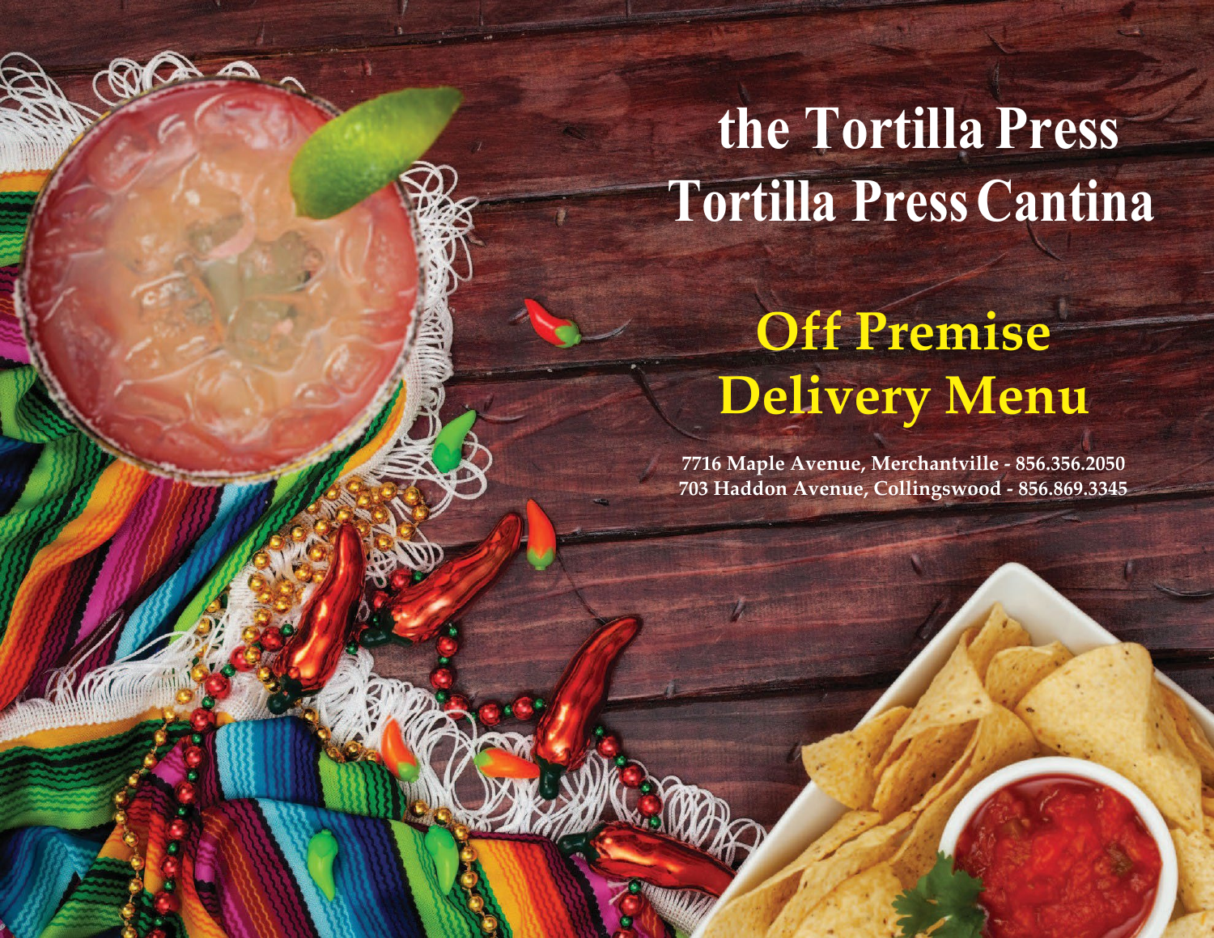# the Tortilla Press
# Tortilla Press Cantina

## Off Premise Delivery Menu

**7716 Maple Avenue, Merchantville - 856.356.2050**
**703 Haddon Avenue, Collingswood - 856.869.3345**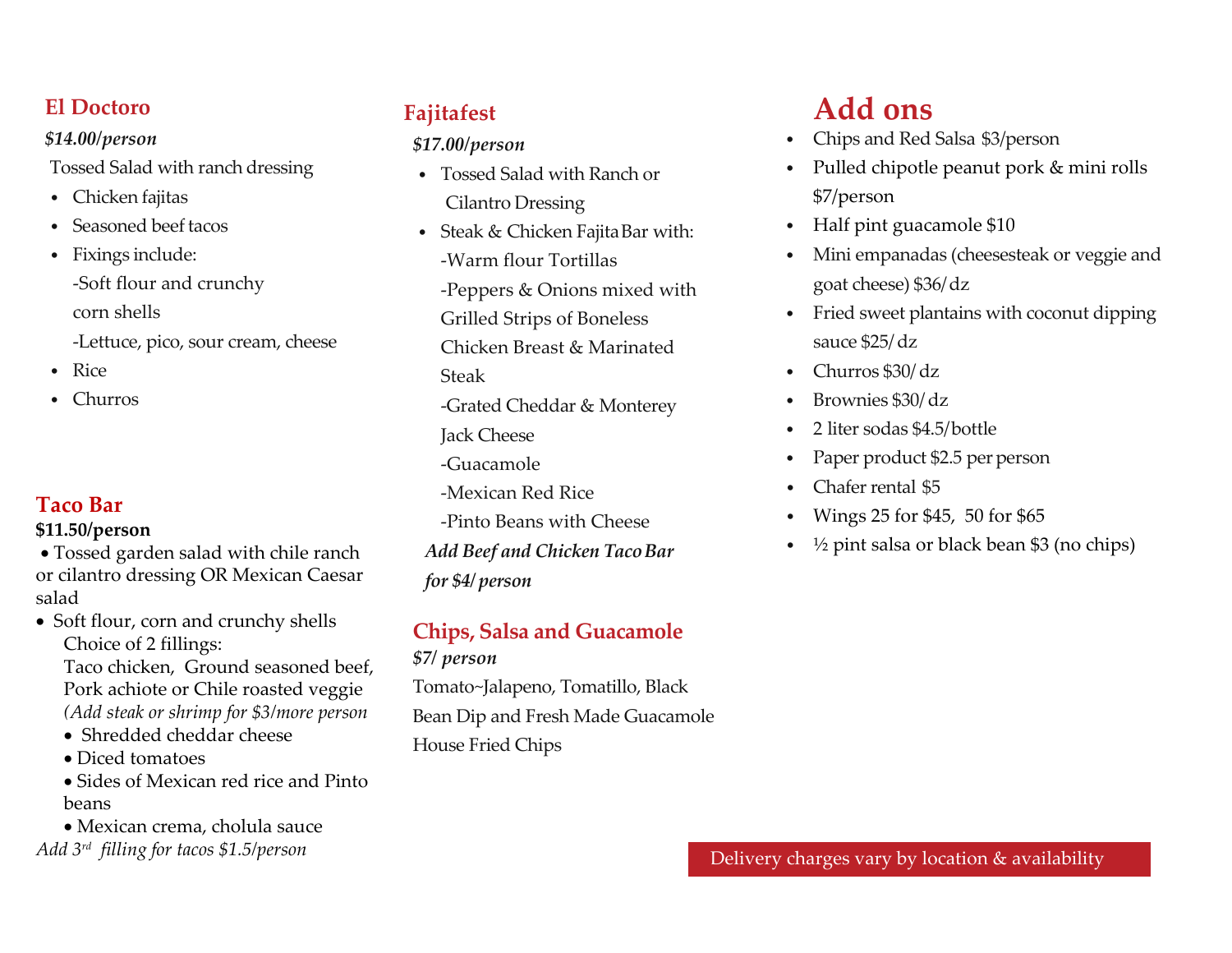## El Doctoro

*$14.00/person*

Tossed Salad with ranch dressing

- Chicken fajitas
- Seasoned beef tacos
- Fixings include:
  - -Soft flour and crunchy corn shells
  - -Lettuce, pico, sour cream, cheese
- Rice
- Churros

## Taco Bar

**$11.50/person**

- Tossed garden salad with chile ranch or cilantro dressing OR Mexican Caesar salad
- Soft flour, corn and crunchy shells
  Choice of 2 fillings:
  Taco chicken, Ground seasoned beef, Pork achiote or Chile roasted veggie
  *(Add steak or shrimp for $3/more person*
  - Shredded cheddar cheese
  - Diced tomatoes
  - Sides of Mexican red rice and Pinto beans
  - Mexican crema, cholula sauce

*Add 3rd filling for tacos $1.5/person*

## Fajitafest

*$17.00/person*

- Tossed Salad with Ranch or Cilantro Dressing
- Steak & Chicken Fajita Bar with:
  - -Warm flour Tortillas
  - -Peppers & Onions mixed with Grilled Strips of Boneless Chicken Breast & Marinated Steak
  - -Grated Cheddar & Monterey Jack Cheese
  - -Guacamole
  - -Mexican Red Rice
  - -Pinto Beans with Cheese

***Add Beef and Chicken Taco Bar for $4/ person***

## Chips, Salsa and Guacamole

*$7/ person*

Tomato~Jalapeno, Tomatillo, Black Bean Dip and Fresh Made Guacamole House Fried Chips

# Add ons

- Chips and Red Salsa $3/person
- Pulled chipotle peanut pork & mini rolls $7/person
- Half pint guacamole $10
- Mini empanadas (cheesesteak or veggie and goat cheese) $36/ dz
- Fried sweet plantains with coconut dipping sauce $25/ dz
- Churros $30/ dz
- Brownies $30/ dz
- 2 liter sodas $4.5/bottle
- Paper product $2.5 per person
- Chafer rental $5
- Wings 25 for $45, 50 for $65
- ½ pint salsa or black bean $3 (no chips)

Delivery charges vary by location & availability